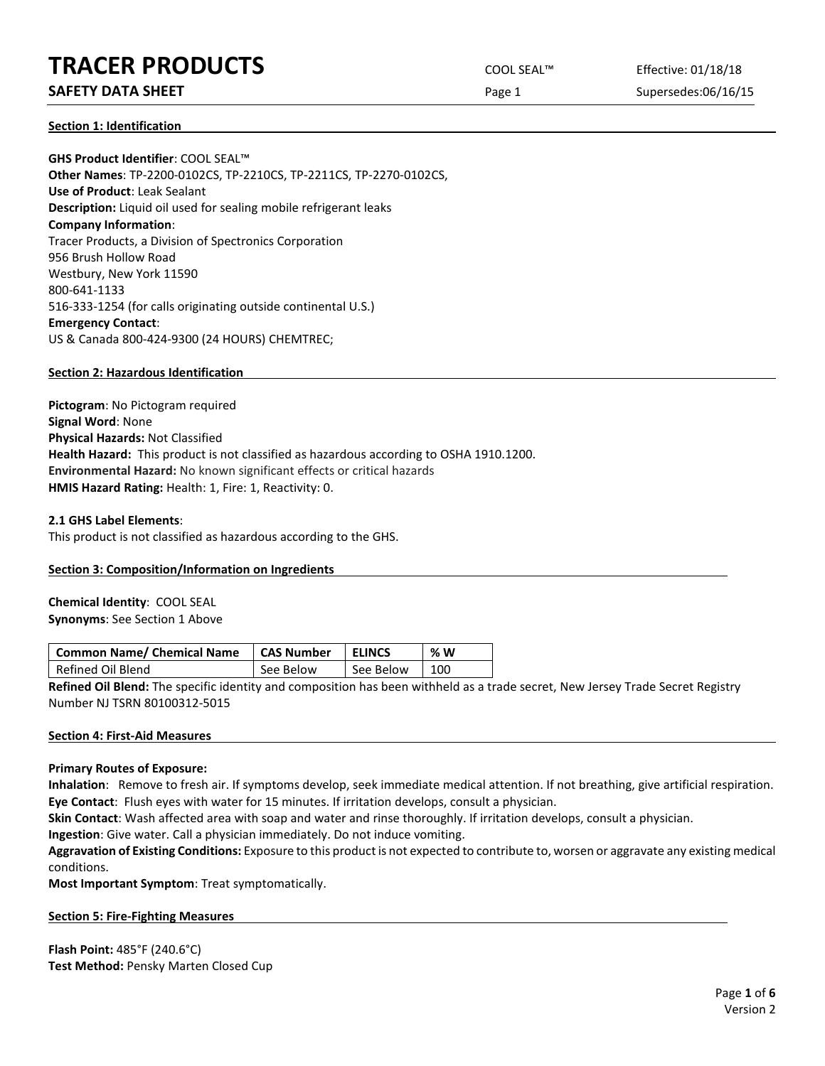# TRACER PRODUCTS

## SAFETY DATA SHEET

COOL SEAL™ — Effective: 01/18/18 — Supersedes: 06/16/15

### Section 1: Identification

**GHS Product Identifier**: COOL SEAL™
**Other Names**: TP-2200-0102CS, TP-2210CS, TP-2211CS, TP-2270-0102CS,
**Use of Product**: Leak Sealant
**Description:** Liquid oil used for sealing mobile refrigerant leaks
**Company Information**:
Tracer Products, a Division of Spectronics Corporation
956 Brush Hollow Road
Westbury, New York 11590
800-641-1133
516-333-1254 (for calls originating outside continental U.S.)
**Emergency Contact**:
US & Canada 800-424-9300 (24 HOURS) CHEMTREC;

### Section 2: Hazardous Identification

**Pictogram**: No Pictogram required
**Signal Word**: None
**Physical Hazards:** Not Classified
**Health Hazard:** This product is not classified as hazardous according to OSHA 1910.1200.
**Environmental Hazard:** No known significant effects or critical hazards
**HMIS Hazard Rating:** Health: 1, Fire: 1, Reactivity: 0.

**2.1 GHS Label Elements**:
This product is not classified as hazardous according to the GHS.

### Section 3: Composition/Information on Ingredients

**Chemical Identity**: COOL SEAL
**Synonyms**: See Section 1 Above

| Common Name/ Chemical Name | CAS Number | ELINCS | % W |
|---|---|---|---|
| Refined Oil Blend | See Below | See Below | 100 |

**Refined Oil Blend:** The specific identity and composition has been withheld as a trade secret, New Jersey Trade Secret Registry Number NJ TSRN 80100312-5015

### Section 4: First-Aid Measures

**Primary Routes of Exposure:**
**Inhalation**: Remove to fresh air. If symptoms develop, seek immediate medical attention. If not breathing, give artificial respiration.
**Eye Contact**: Flush eyes with water for 15 minutes. If irritation develops, consult a physician.
**Skin Contact**: Wash affected area with soap and water and rinse thoroughly. If irritation develops, consult a physician.
**Ingestion**: Give water. Call a physician immediately. Do not induce vomiting.
**Aggravation of Existing Conditions:** Exposure to this product is not expected to contribute to, worsen or aggravate any existing medical conditions.
**Most Important Symptom**: Treat symptomatically.

### Section 5: Fire-Fighting Measures

**Flash Point:** 485°F (240.6°C)
**Test Method:** Pensky Marten Closed Cup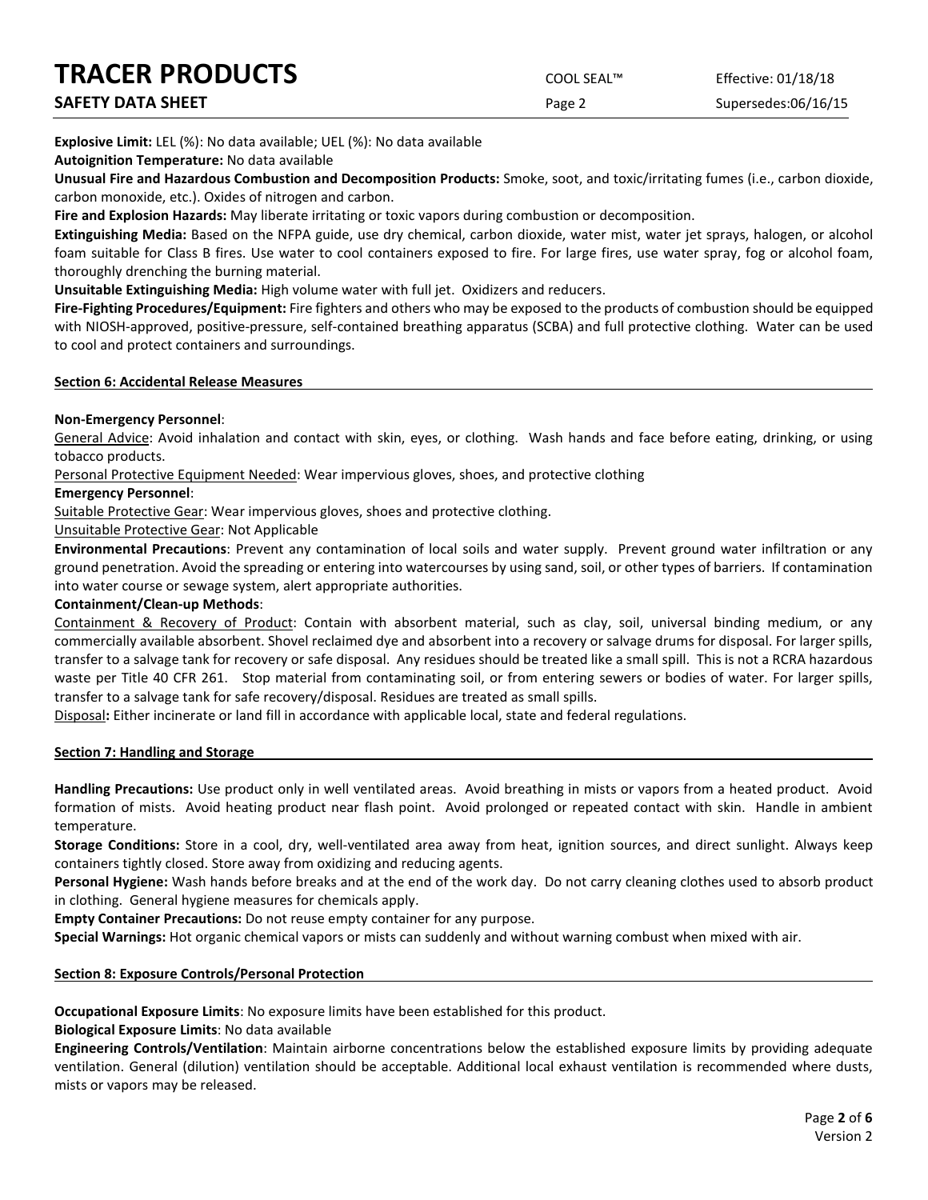**Explosive Limit:** LEL (%): No data available; UEL (%): No data available

**Autoignition Temperature:** No data available

**Unusual Fire and Hazardous Combustion and Decomposition Products:** Smoke, soot, and toxic/irritating fumes (i.e., carbon dioxide, carbon monoxide, etc.). Oxides of nitrogen and carbon.

**Fire and Explosion Hazards:** May liberate irritating or toxic vapors during combustion or decomposition.

**Extinguishing Media:** Based on the NFPA guide, use dry chemical, carbon dioxide, water mist, water jet sprays, halogen, or alcohol foam suitable for Class B fires. Use water to cool containers exposed to fire. For large fires, use water spray, fog or alcohol foam, thoroughly drenching the burning material.

**Unsuitable Extinguishing Media:** High volume water with full jet. Oxidizers and reducers.

**Fire-Fighting Procedures/Equipment:** Fire fighters and others who may be exposed to the products of combustion should be equipped with NIOSH-approved, positive-pressure, self-contained breathing apparatus (SCBA) and full protective clothing. Water can be used to cool and protect containers and surroundings.

## Section 6: Accidental Release Measures

**Non-Emergency Personnel**:

General Advice: Avoid inhalation and contact with skin, eyes, or clothing. Wash hands and face before eating, drinking, or using tobacco products.

Personal Protective Equipment Needed: Wear impervious gloves, shoes, and protective clothing

**Emergency Personnel**:

Suitable Protective Gear: Wear impervious gloves, shoes and protective clothing.

Unsuitable Protective Gear: Not Applicable

**Environmental Precautions**: Prevent any contamination of local soils and water supply. Prevent ground water infiltration or any ground penetration. Avoid the spreading or entering into watercourses by using sand, soil, or other types of barriers. If contamination into water course or sewage system, alert appropriate authorities.

**Containment/Clean-up Methods**:

Containment & Recovery of Product: Contain with absorbent material, such as clay, soil, universal binding medium, or any commercially available absorbent. Shovel reclaimed dye and absorbent into a recovery or salvage drums for disposal. For larger spills, transfer to a salvage tank for recovery or safe disposal. Any residues should be treated like a small spill. This is not a RCRA hazardous waste per Title 40 CFR 261. Stop material from contaminating soil, or from entering sewers or bodies of water. For larger spills, transfer to a salvage tank for safe recovery/disposal. Residues are treated as small spills.

Disposal**:** Either incinerate or land fill in accordance with applicable local, state and federal regulations.

## Section 7: Handling and Storage

**Handling Precautions:** Use product only in well ventilated areas. Avoid breathing in mists or vapors from a heated product. Avoid formation of mists. Avoid heating product near flash point. Avoid prolonged or repeated contact with skin. Handle in ambient temperature.

**Storage Conditions:** Store in a cool, dry, well-ventilated area away from heat, ignition sources, and direct sunlight. Always keep containers tightly closed. Store away from oxidizing and reducing agents.

**Personal Hygiene:** Wash hands before breaks and at the end of the work day. Do not carry cleaning clothes used to absorb product in clothing. General hygiene measures for chemicals apply.

**Empty Container Precautions:** Do not reuse empty container for any purpose.

**Special Warnings:** Hot organic chemical vapors or mists can suddenly and without warning combust when mixed with air.

## Section 8: Exposure Controls/Personal Protection

**Occupational Exposure Limits**: No exposure limits have been established for this product.

**Biological Exposure Limits**: No data available

**Engineering Controls/Ventilation**: Maintain airborne concentrations below the established exposure limits by providing adequate ventilation. General (dilution) ventilation should be acceptable. Additional local exhaust ventilation is recommended where dusts, mists or vapors may be released.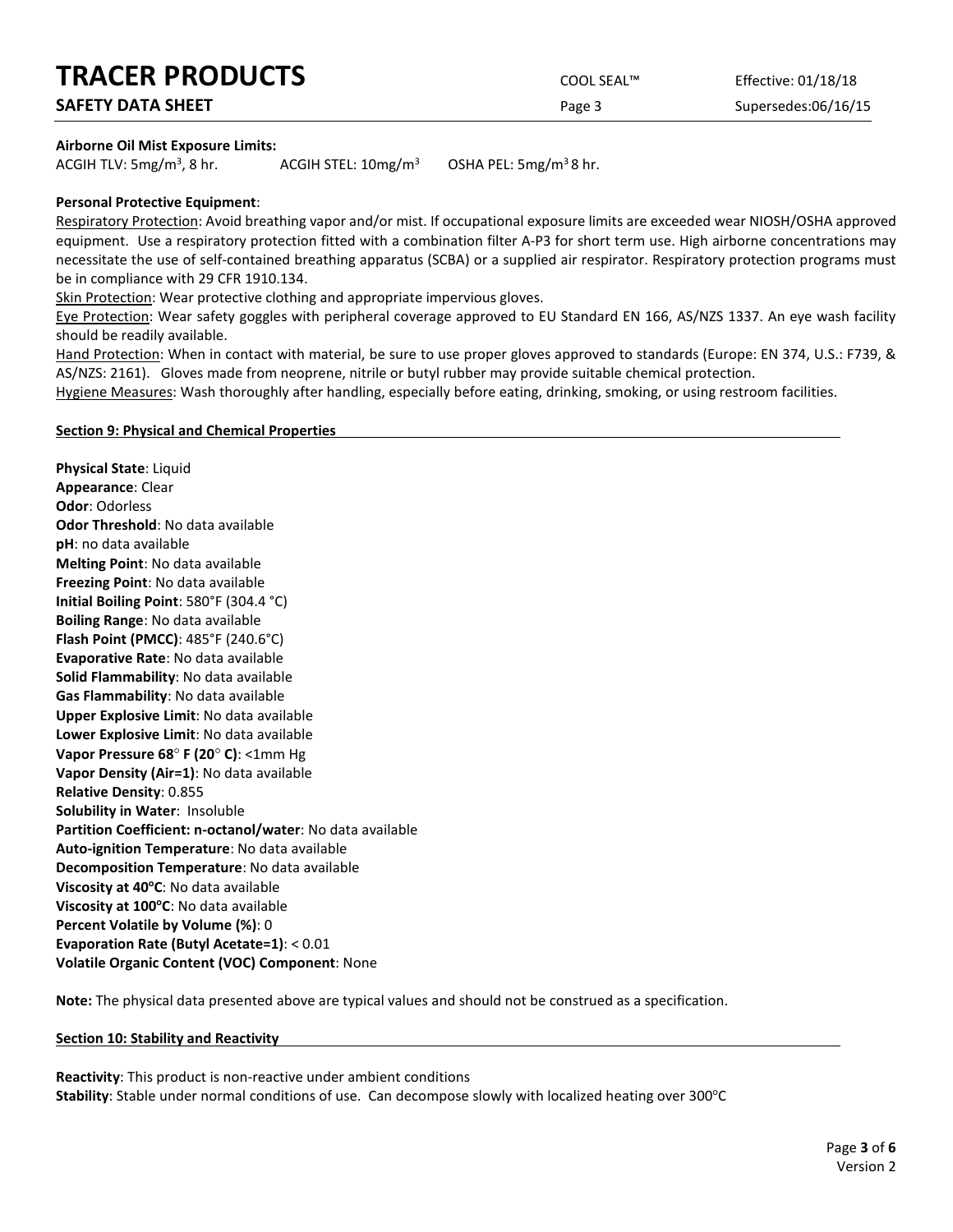**Airborne Oil Mist Exposure Limits:**

ACGIH TLV: 5mg/m$^3$, 8 hr.  ACGIH STEL: 10mg/m$^3$  OSHA PEL: 5mg/m$^3$ 8 hr.

**Personal Protective Equipment**:

Respiratory Protection: Avoid breathing vapor and/or mist. If occupational exposure limits are exceeded wear NIOSH/OSHA approved equipment. Use a respiratory protection fitted with a combination filter A-P3 for short term use. High airborne concentrations may necessitate the use of self-contained breathing apparatus (SCBA) or a supplied air respirator. Respiratory protection programs must be in compliance with 29 CFR 1910.134.

Skin Protection: Wear protective clothing and appropriate impervious gloves.

Eye Protection: Wear safety goggles with peripheral coverage approved to EU Standard EN 166, AS/NZS 1337. An eye wash facility should be readily available.

Hand Protection: When in contact with material, be sure to use proper gloves approved to standards (Europe: EN 374, U.S.: F739, & AS/NZS: 2161). Gloves made from neoprene, nitrile or butyl rubber may provide suitable chemical protection.

Hygiene Measures: Wash thoroughly after handling, especially before eating, drinking, smoking, or using restroom facilities.

## Section 9: Physical and Chemical Properties

**Physical State**: Liquid
**Appearance**: Clear
**Odor**: Odorless
**Odor Threshold**: No data available
**pH**: no data available
**Melting Point**: No data available
**Freezing Point**: No data available
**Initial Boiling Point**: 580°F (304.4 °C)
**Boiling Range**: No data available
**Flash Point (PMCC)**: 485°F (240.6°C)
**Evaporative Rate**: No data available
**Solid Flammability**: No data available
**Gas Flammability**: No data available
**Upper Explosive Limit**: No data available
**Lower Explosive Limit**: No data available
**Vapor Pressure 68° F (20° C)**: <1mm Hg
**Vapor Density (Air=1)**: No data available
**Relative Density**: 0.855
**Solubility in Water**: Insoluble
**Partition Coefficient: n-octanol/water**: No data available
**Auto-ignition Temperature**: No data available
**Decomposition Temperature**: No data available
**Viscosity at 40°C**: No data available
**Viscosity at 100°C**: No data available
**Percent Volatile by Volume (%)**: 0
**Evaporation Rate (Butyl Acetate=1)**: < 0.01
**Volatile Organic Content (VOC) Component**: None

**Note:** The physical data presented above are typical values and should not be construed as a specification.

## Section 10: Stability and Reactivity

**Reactivity**: This product is non-reactive under ambient conditions
**Stability**: Stable under normal conditions of use. Can decompose slowly with localized heating over 300°C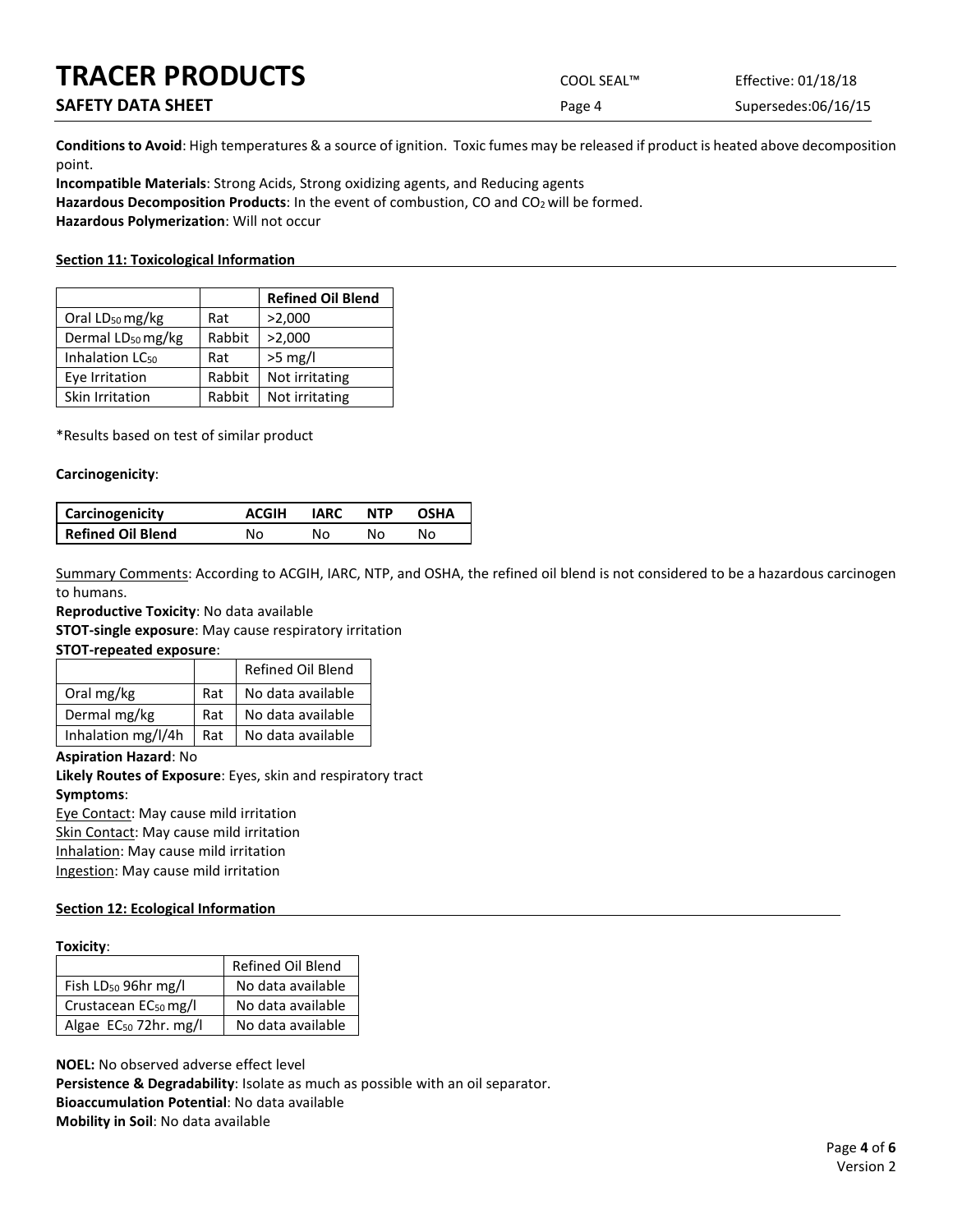**Conditions to Avoid**: High temperatures & a source of ignition. Toxic fumes may be released if product is heated above decomposition point.

**Incompatible Materials**: Strong Acids, Strong oxidizing agents, and Reducing agents

**Hazardous Decomposition Products**: In the event of combustion, CO and $CO_2$ will be formed.

**Hazardous Polymerization**: Will not occur

## Section 11: Toxicological Information

| | | Refined Oil Blend |
|---|---|---|
| Oral $LD_{50}$ mg/kg | Rat | >2,000 |
| Dermal $LD_{50}$ mg/kg | Rabbit | >2,000 |
| Inhalation $LC_{50}$ | Rat | >5 mg/l |
| Eye Irritation | Rabbit | Not irritating |
| Skin Irritation | Rabbit | Not irritating |

*Results based on test of similar product

**Carcinogenicity**:

| Carcinogenicity | ACGIH | IARC | NTP | OSHA |
|---|---|---|---|---|
| Refined Oil Blend | No | No | No | No |

Summary Comments: According to ACGIH, IARC, NTP, and OSHA, the refined oil blend is not considered to be a hazardous carcinogen to humans.

**Reproductive Toxicity**: No data available

**STOT-single exposure**: May cause respiratory irritation

**STOT-repeated exposure**:

| | | Refined Oil Blend |
|---|---|---|
| Oral mg/kg | Rat | No data available |
| Dermal mg/kg | Rat | No data available |
| Inhalation mg/l/4h | Rat | No data available |

**Aspiration Hazard**: No

**Likely Routes of Exposure**: Eyes, skin and respiratory tract

**Symptoms**:

Eye Contact: May cause mild irritation

Skin Contact: May cause mild irritation

Inhalation: May cause mild irritation

Ingestion: May cause mild irritation

## Section 12: Ecological Information

**Toxicity**:

| | Refined Oil Blend |
|---|---|
| Fish $LD_{50}$ 96hr mg/l | No data available |
| Crustacean $EC_{50}$ mg/l | No data available |
| Algae $EC_{50}$ 72hr. mg/l | No data available |

**NOEL:** No observed adverse effect level

**Persistence & Degradability**: Isolate as much as possible with an oil separator.

**Bioaccumulation Potential**: No data available

**Mobility in Soil**: No data available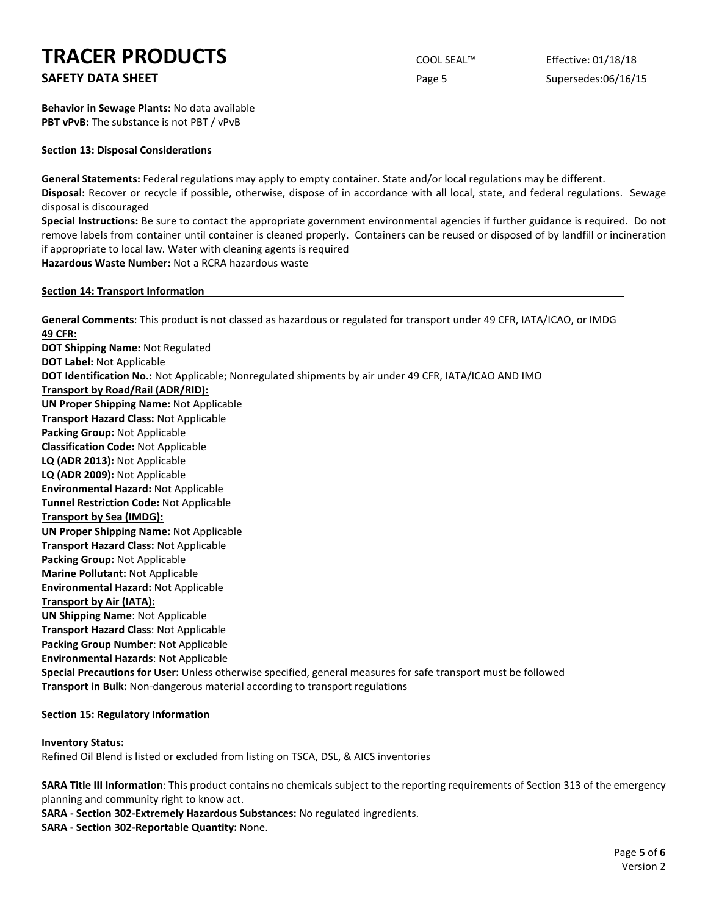**Behavior in Sewage Plants:** No data available
**PBT vPvB:** The substance is not PBT / vPvB

## Section 13: Disposal Considerations

**General Statements:** Federal regulations may apply to empty container. State and/or local regulations may be different.
**Disposal:** Recover or recycle if possible, otherwise, dispose of in accordance with all local, state, and federal regulations. Sewage disposal is discouraged
**Special Instructions:** Be sure to contact the appropriate government environmental agencies if further guidance is required. Do not remove labels from container until container is cleaned properly. Containers can be reused or disposed of by landfill or incineration if appropriate to local law. Water with cleaning agents is required
**Hazardous Waste Number:** Not a RCRA hazardous waste

## Section 14: Transport Information

**General Comments**: This product is not classed as hazardous or regulated for transport under 49 CFR, IATA/ICAO, or IMDG
**49 CFR:**
**DOT Shipping Name:** Not Regulated
**DOT Label:** Not Applicable
**DOT Identification No.:** Not Applicable; Nonregulated shipments by air under 49 CFR, IATA/ICAO AND IMO
**Transport by Road/Rail (ADR/RID):**
**UN Proper Shipping Name:** Not Applicable
**Transport Hazard Class:** Not Applicable
**Packing Group:** Not Applicable
**Classification Code:** Not Applicable
**LQ (ADR 2013):** Not Applicable
**LQ (ADR 2009):** Not Applicable
**Environmental Hazard:** Not Applicable
**Tunnel Restriction Code:** Not Applicable
**Transport by Sea (IMDG):**
**UN Proper Shipping Name:** Not Applicable
**Transport Hazard Class:** Not Applicable
**Packing Group:** Not Applicable
**Marine Pollutant:** Not Applicable
**Environmental Hazard:** Not Applicable
**Transport by Air (IATA):**
**UN Shipping Name**: Not Applicable
**Transport Hazard Class**: Not Applicable
**Packing Group Number**: Not Applicable
**Environmental Hazards**: Not Applicable
**Special Precautions for User:** Unless otherwise specified, general measures for safe transport must be followed
**Transport in Bulk:** Non-dangerous material according to transport regulations

## Section 15: Regulatory Information

**Inventory Status:**
Refined Oil Blend is listed or excluded from listing on TSCA, DSL, & AICS inventories

**SARA Title III Information**: This product contains no chemicals subject to the reporting requirements of Section 313 of the emergency planning and community right to know act.
**SARA - Section 302-Extremely Hazardous Substances:** No regulated ingredients.
**SARA - Section 302-Reportable Quantity:** None.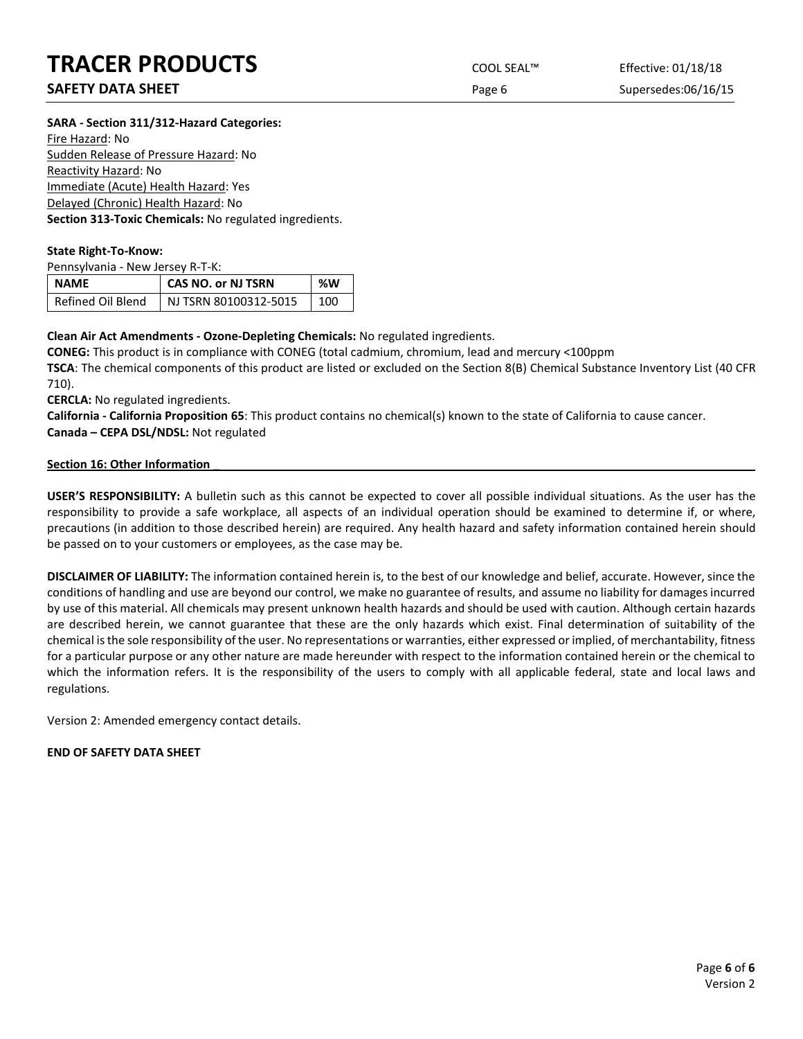**SARA - Section 311/312-Hazard Categories:**

Fire Hazard: No
Sudden Release of Pressure Hazard: No
Reactivity Hazard: No
Immediate (Acute) Health Hazard: Yes
Delayed (Chronic) Health Hazard: No

**Section 313-Toxic Chemicals:** No regulated ingredients.

**State Right-To-Know:**

Pennsylvania - New Jersey R-T-K:

| NAME | CAS NO. or NJ TSRN | %W |
|---|---|---|
| Refined Oil Blend | NJ TSRN 80100312-5015 | 100 |

**Clean Air Act Amendments - Ozone-Depleting Chemicals:** No regulated ingredients.

**CONEG:** This product is in compliance with CONEG (total cadmium, chromium, lead and mercury <100ppm

**TSCA**: The chemical components of this product are listed or excluded on the Section 8(B) Chemical Substance Inventory List (40 CFR 710).

**CERCLA:** No regulated ingredients.

**California - California Proposition 65**: This product contains no chemical(s) known to the state of California to cause cancer.

**Canada – CEPA DSL/NDSL:** Not regulated

## Section 16: Other Information

**USER'S RESPONSIBILITY:** A bulletin such as this cannot be expected to cover all possible individual situations. As the user has the responsibility to provide a safe workplace, all aspects of an individual operation should be examined to determine if, or where, precautions (in addition to those described herein) are required. Any health hazard and safety information contained herein should be passed on to your customers or employees, as the case may be.

**DISCLAIMER OF LIABILITY:** The information contained herein is, to the best of our knowledge and belief, accurate. However, since the conditions of handling and use are beyond our control, we make no guarantee of results, and assume no liability for damages incurred by use of this material. All chemicals may present unknown health hazards and should be used with caution. Although certain hazards are described herein, we cannot guarantee that these are the only hazards which exist. Final determination of suitability of the chemical is the sole responsibility of the user. No representations or warranties, either expressed or implied, of merchantability, fitness for a particular purpose or any other nature are made hereunder with respect to the information contained herein or the chemical to which the information refers. It is the responsibility of the users to comply with all applicable federal, state and local laws and regulations.

Version 2: Amended emergency contact details.

**END OF SAFETY DATA SHEET**